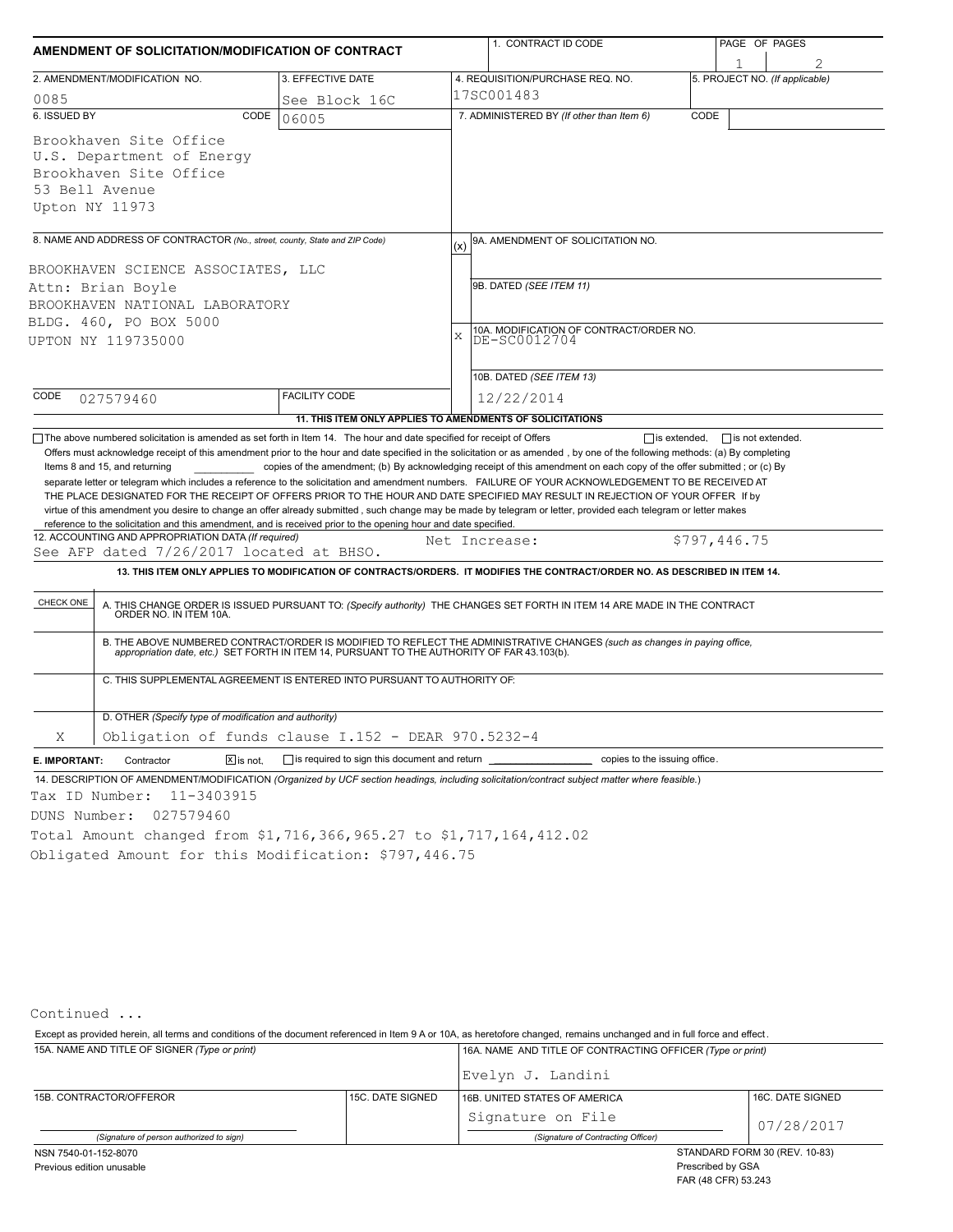# AMENDMENT OF SOLICITATION/MODIFICATION OF CONTRACT

| 1. CONTRACT ID CODE | PAGE OF PAGES |
| --- | --- |
| | 1 2 |

| 2. AMENDMENT/MODIFICATION NO. | 3. EFFECTIVE DATE | 4. REQUISITION/PURCHASE REQ. NO. | 5. PROJECT NO. (If applicable) |
| --- | --- | --- | --- |
| 0085 | See Block 16C | 17SC001483 | |

| 6. ISSUED BY CODE 06005 | 7. ADMINISTERED BY (If other than Item 6) CODE |
| --- | --- |
| Brookhaven Site Office<br>U.S. Department of Energy<br>Brookhaven Site Office<br>53 Bell Avenue<br>Upton NY 11973 | |

**8. NAME AND ADDRESS OF CONTRACTOR** (No., street, county, State and ZIP Code)

BROOKHAVEN SCIENCE ASSOCIATES, LLC
Attn: Brian Boyle
BROOKHAVEN NATIONAL LABORATORY
BLDG. 460, PO BOX 5000
UPTON NY 119735000

CODE 027579460 FACILITY CODE

| (x) | |
| --- | --- |
| | 9A. AMENDMENT OF SOLICITATION NO. |
| | 9B. DATED (SEE ITEM 11) |
| X | 10A. MODIFICATION OF CONTRACT/ORDER NO. DE-SC0012704 |
| | 10B. DATED (SEE ITEM 13) 12/22/2014 |

**11. THIS ITEM ONLY APPLIES TO AMENDMENTS OF SOLICITATIONS**

☐ The above numbered solicitation is amended as set forth in Item 14. The hour and date specified for receipt of Offers ☐ is extended, ☐ is not extended.

Offers must acknowledge receipt of this amendment prior to the hour and date specified in the solicitation or as amended, by one of the following methods: (a) By completing Items 8 and 15, and returning ______ copies of the amendment; (b) By acknowledging receipt of this amendment on each copy of the offer submitted ; or (c) By separate letter or telegram which includes a reference to the solicitation and amendment numbers. FAILURE OF YOUR ACKNOWLEDGEMENT TO BE RECEIVED AT THE PLACE DESIGNATED FOR THE RECEIPT OF OFFERS PRIOR TO THE HOUR AND DATE SPECIFIED MAY RESULT IN REJECTION OF YOUR OFFER If by virtue of this amendment you desire to change an offer already submitted, such change may be made by telegram or letter, provided each telegram or letter makes reference to the solicitation and this amendment, and is received prior to the opening hour and date specified.

**12. ACCOUNTING AND APPROPRIATION DATA** (If required)
See AFP dated 7/26/2017 located at BHSO. Net Increase: $797,446.75

**13. THIS ITEM ONLY APPLIES TO MODIFICATION OF CONTRACTS/ORDERS. IT MODIFIES THE CONTRACT/ORDER NO. AS DESCRIBED IN ITEM 14.**

| CHECK ONE | |
| --- | --- |
| | A. THIS CHANGE ORDER IS ISSUED PURSUANT TO: (Specify authority) THE CHANGES SET FORTH IN ITEM 14 ARE MADE IN THE CONTRACT ORDER NO. IN ITEM 10A. |
| | B. THE ABOVE NUMBERED CONTRACT/ORDER IS MODIFIED TO REFLECT THE ADMINISTRATIVE CHANGES (such as changes in paying office, appropriation date, etc.) SET FORTH IN ITEM 14, PURSUANT TO THE AUTHORITY OF FAR 43.103(b). |
| | C. THIS SUPPLEMENTAL AGREEMENT IS ENTERED INTO PURSUANT TO AUTHORITY OF: |
| X | D. OTHER (Specify type of modification and authority) Obligation of funds clause I.152 - DEAR 970.5232-4 |

**E. IMPORTANT:** Contractor ☒ is not, ☐ is required to sign this document and return ______ copies to the issuing office.

**14. DESCRIPTION OF AMENDMENT/MODIFICATION** (Organized by UCF section headings, including solicitation/contract subject matter where feasible.)

Tax ID Number: 11-3403915
DUNS Number: 027579460
Total Amount changed from $1,716,366,965.27 to $1,717,164,412.02
Obligated Amount for this Modification: $797,446.75

Continued ...

Except as provided herein, all terms and conditions of the document referenced in Item 9 A or 10A, as heretofore changed, remains unchanged and in full force and effect.

| 15A. NAME AND TITLE OF SIGNER (Type or print) | | 16A. NAME AND TITLE OF CONTRACTING OFFICER (Type or print) | |
| --- | --- | --- | --- |
| | | Evelyn J. Landini | |
| 15B. CONTRACTOR/OFFEROR | 15C. DATE SIGNED | 16B. UNITED STATES OF AMERICA | 16C. DATE SIGNED |
| (Signature of person authorized to sign) | | Signature on File<br>(Signature of Contracting Officer) | 07/28/2017 |

NSN 7540-01-152-8070
Previous edition unusable

STANDARD FORM 30 (REV. 10-83)
Prescribed by GSA
FAR (48 CFR) 53.243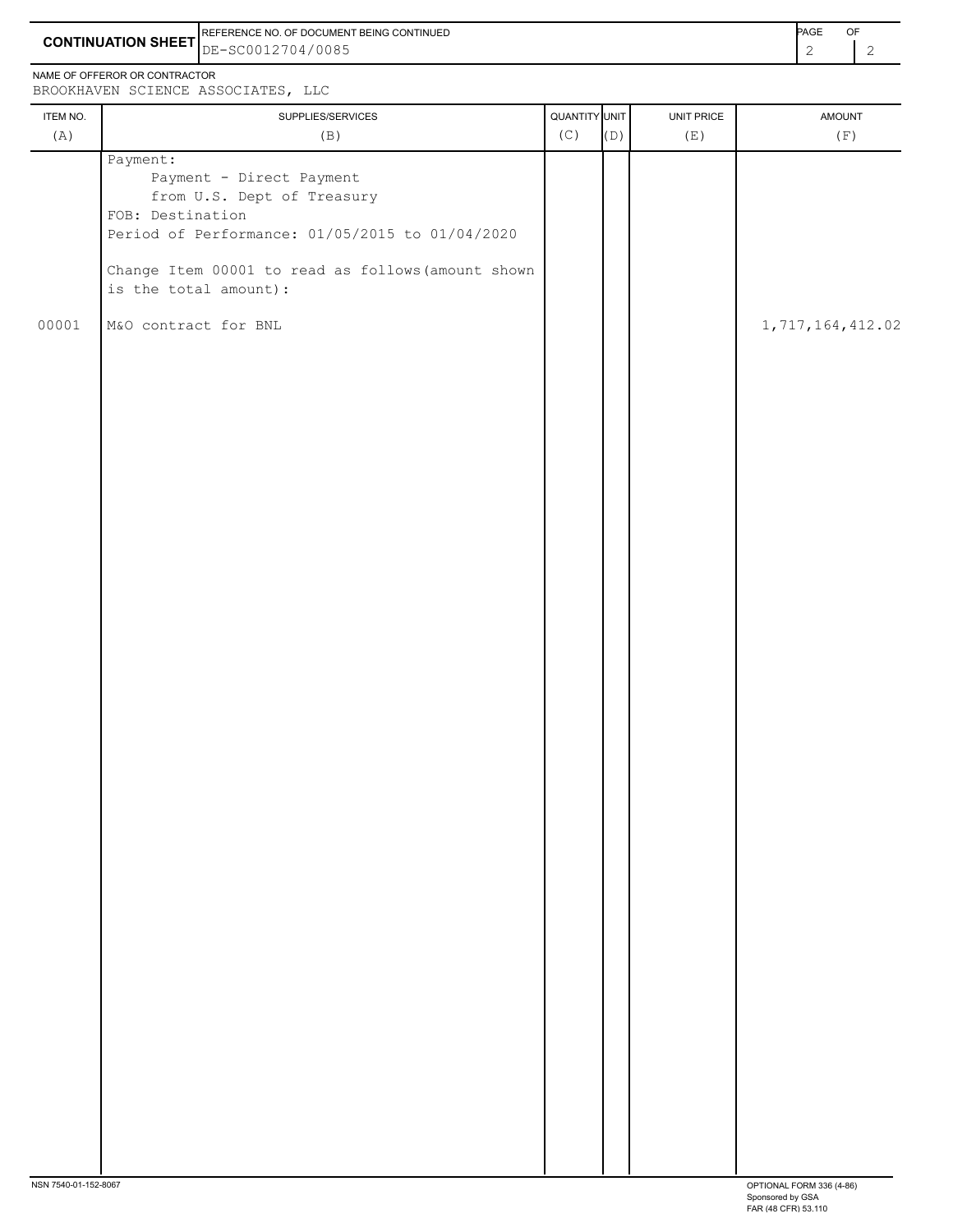**CONTINUATION SHEET**

REFERENCE NO. OF DOCUMENT BEING CONTINUED
DE-SC0012704/0085

NAME OF OFFEROR OR CONTRACTOR
BROOKHAVEN SCIENCE ASSOCIATES, LLC

| ITEM NO. (A) | SUPPLIES/SERVICES (B) | QUANTITY (C) | UNIT (D) | UNIT PRICE (E) | AMOUNT (F) |
|---|---|---|---|---|---|
| | Payment:<br>Payment - Direct Payment<br>from U.S. Dept of Treasury<br>FOB: Destination<br>Period of Performance: 01/05/2015 to 01/04/2020<br><br>Change Item 00001 to read as follows(amount shown is the total amount): | | | | |
| 00001 | M&O contract for BNL | | | | 1,717,164,412.02 |

NSN 7540-01-152-8067

OPTIONAL FORM 336 (4-86)
Sponsored by GSA
FAR (48 CFR) 53.110